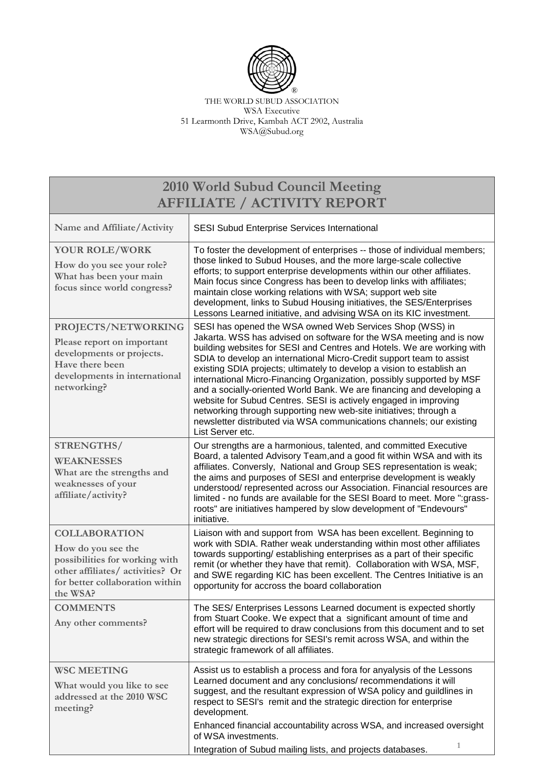THE WORLD SUBUD ASSOCIATION
WSA Executive
51 Learmonth Drive, Kambah ACT 2902, Australia
WSA@Subud.org

# 2010 World Subud Council Meeting
## AFFILIATE / ACTIVITY REPORT

| | |
|---|---|
| **Name and Affiliate/Activity** | SESI Subud Enterprise Services International |
| **YOUR ROLE/WORK**<br>**How do you see your role? What has been your main focus since world congress?** | To foster the development of enterprises -- those of individual members; those linked to Subud Houses, and the more large-scale collective efforts; to support enterprise developments within our other affiliates. Main focus since Congress has been to develop links with affiliates; maintain close working relations with WSA; support web site development, links to Subud Housing initiatives, the SES/Enterprises Lessons Learned initiative, and advising WSA on its KIC investment. |
| **PROJECTS/NETWORKING**<br>**Please report on important developments or projects. Have there been developments in international networking?** | SESI has opened the WSA owned Web Services Shop (WSS) in Jakarta. WSS has advised on software for the WSA meeting and is now building websites for SESI and Centres and Hotels. We are working with SDIA to develop an international Micro-Credit support team to assist existing SDIA projects; ultimately to develop a vision to establish an international Micro-Financing Organization, possibly supported by MSF and a socially-oriented World Bank. We are financing and developing a website for Subud Centres. SESI is actively engaged in improving networking through supporting new web-site initiatives; through a newsletter distributed via WSA communications channels; our existing List Server etc. |
| **STRENGTHS/ WEAKNESSES**<br>**What are the strengths and weaknesses of your affiliate/activity?** | Our strengths are a harmonious, talented, and committed Executive Board, a talented Advisory Team,and a good fit within WSA and with its affiliates. Conversly, National and Group SES representation is weak; the aims and purposes of SESI and enterprise development is weakly understood/ represented across our Association. Financial resources are limited - no funds are available for the SESI Board to meet. More ":grass-roots" are initiatives hampered by slow development of "Endevours" initiative. |
| **COLLABORATION**<br>**How do you see the possibilities for working with other affiliates/ activities? Or for better collaboration within the WSA?** | Liaison with and support from WSA has been excellent. Beginning to work with SDIA. Rather weak understanding within most other affiliates towards supporting/ establishing enterprises as a part of their specific remit (or whether they have that remit). Collaboration with WSA, MSF, and SWE regarding KIC has been excellent. The Centres Initiative is an opportunity for accross the board collaboration |
| **COMMENTS**<br>**Any other comments?** | The SES/ Enterprises Lessons Learned document is expected shortly from Stuart Cooke. We expect that a significant amount of time and effort will be required to draw conclusions from this document and to set new strategic directions for SESI's remit across WSA, and within the strategic framework of all affiliates. |
| **WSC MEETING**<br>**What would you like to see addressed at the 2010 WSC meeting?** | Assist us to establish a process and fora for anyalysis of the Lessons Learned document and any conclusions/ recommendations it will suggest, and the resultant expression of WSA policy and guildlines in respect to SESI's remit and the strategic direction for enterprise development.<br><br>Enhanced financial accountability across WSA, and increased oversight of WSA investments.<br><br>Integration of Subud mailing lists, and projects databases. |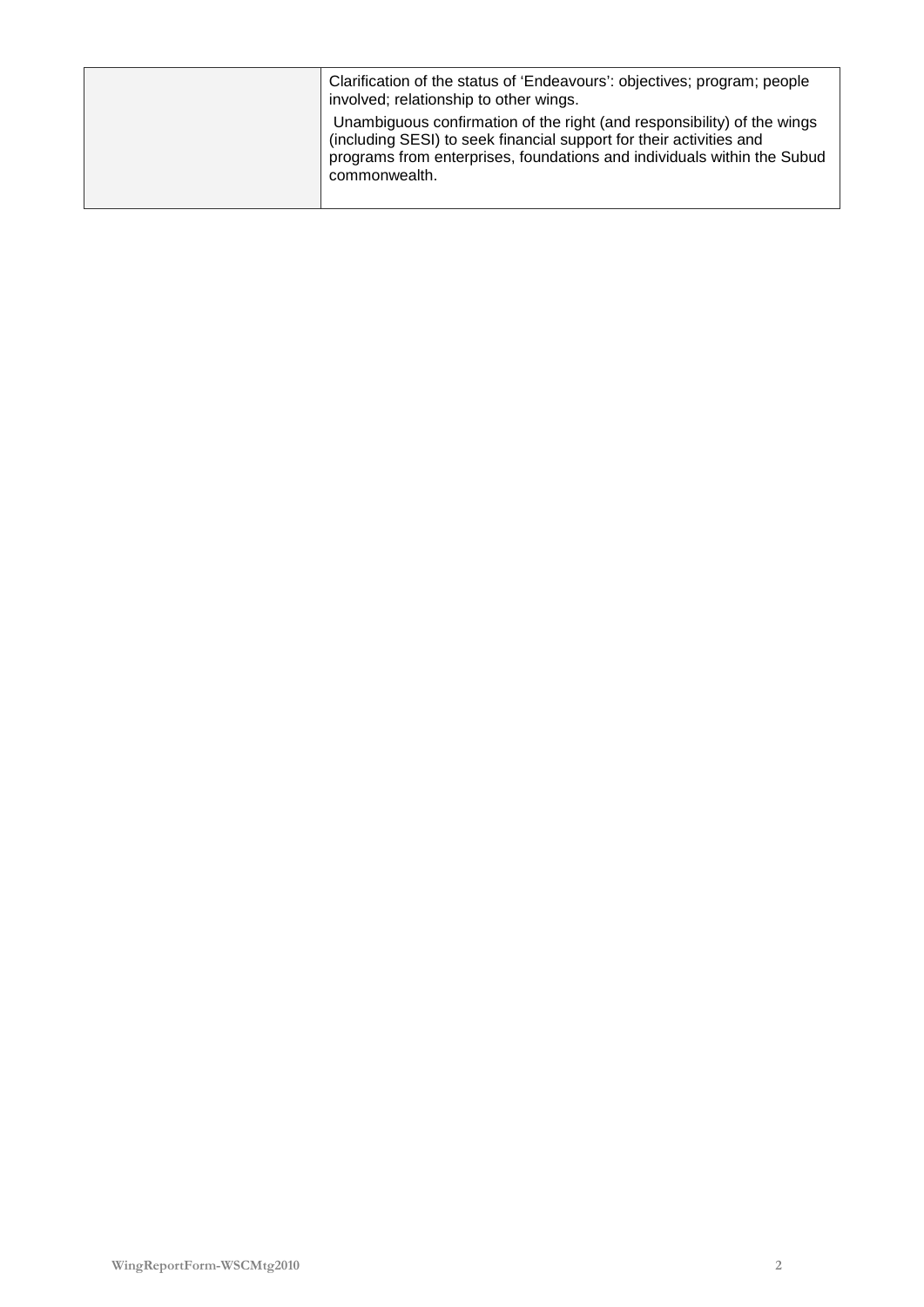| | |
|---|---|
| | Clarification of the status of ‘Endeavours’: objectives; program; people involved; relationship to other wings.<br><br>Unambiguous confirmation of the right (and responsibility) of the wings (including SESI) to seek financial support for their activities and programs from enterprises, foundations and individuals within the Subud commonwealth. |